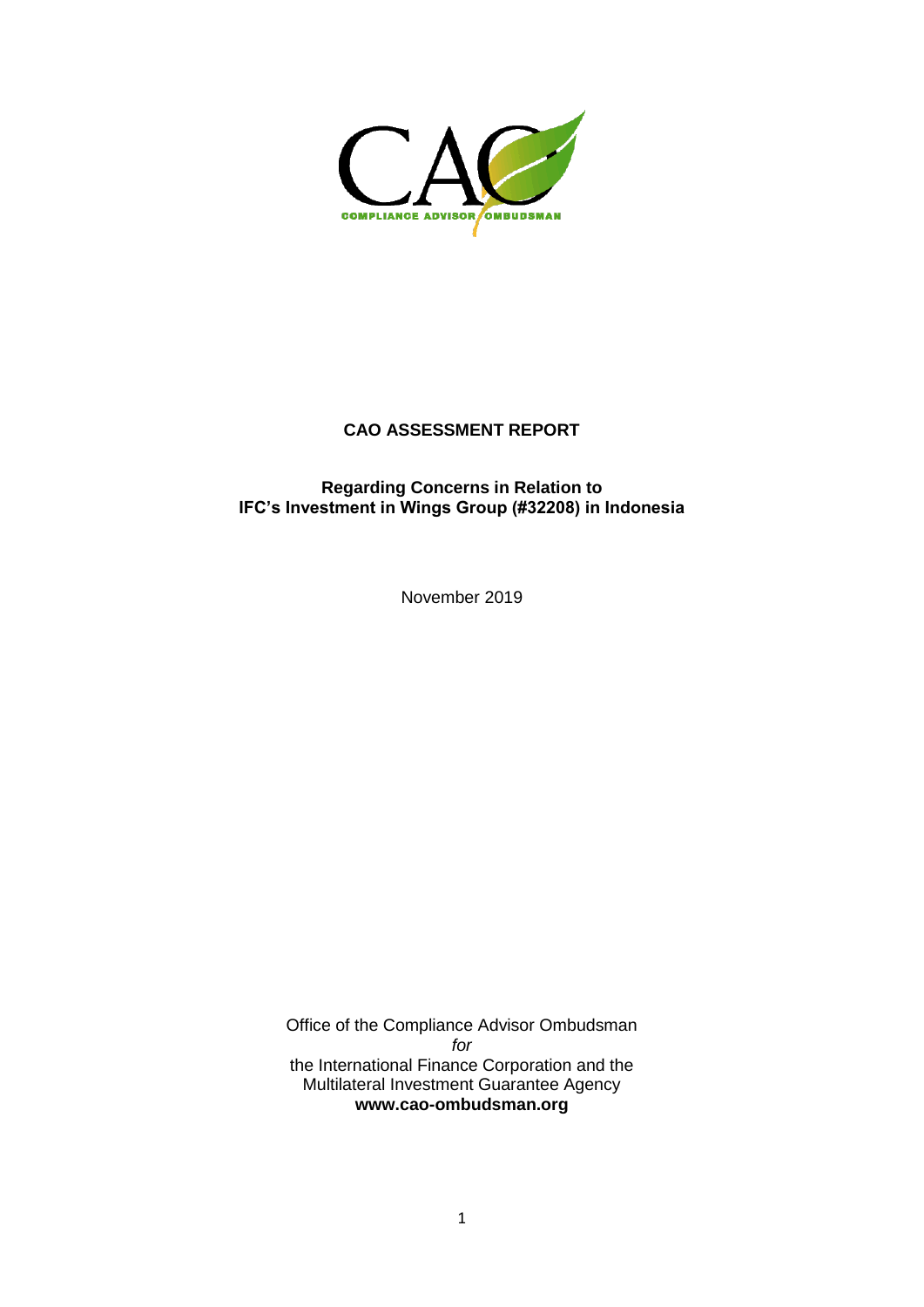# CAO ASSESSMENT REPORT

**Regarding Concerns in Relation to IFC's Investment in Wings Group (#32208) in Indonesia**

November 2019

Office of the Compliance Advisor Ombudsman
*for*
the International Finance Corporation and the Multilateral Investment Guarantee Agency
**www.cao-ombudsman.org**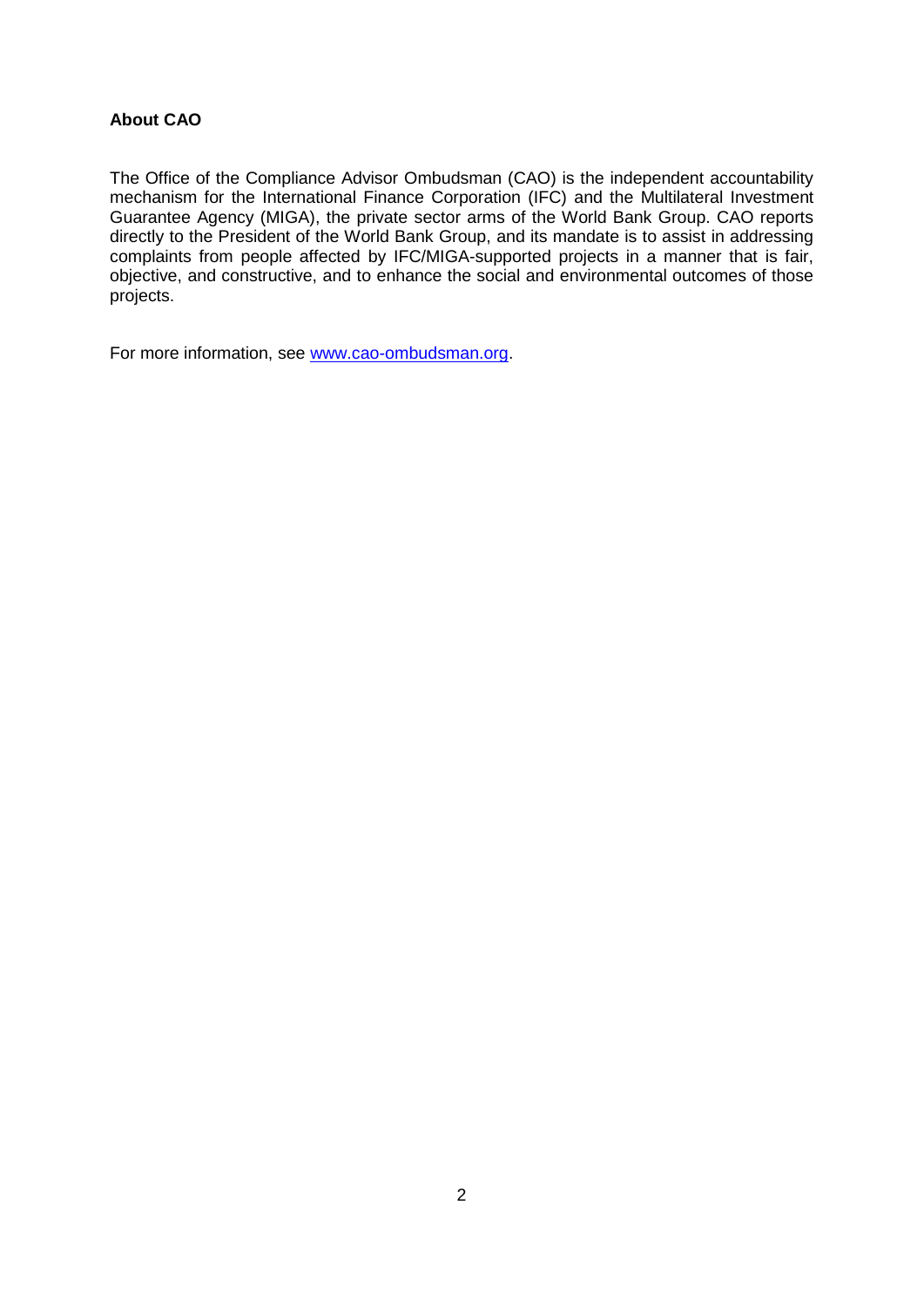**About CAO**

The Office of the Compliance Advisor Ombudsman (CAO) is the independent accountability mechanism for the International Finance Corporation (IFC) and the Multilateral Investment Guarantee Agency (MIGA), the private sector arms of the World Bank Group. CAO reports directly to the President of the World Bank Group, and its mandate is to assist in addressing complaints from people affected by IFC/MIGA-supported projects in a manner that is fair, objective, and constructive, and to enhance the social and environmental outcomes of those projects.

For more information, see www.cao-ombudsman.org.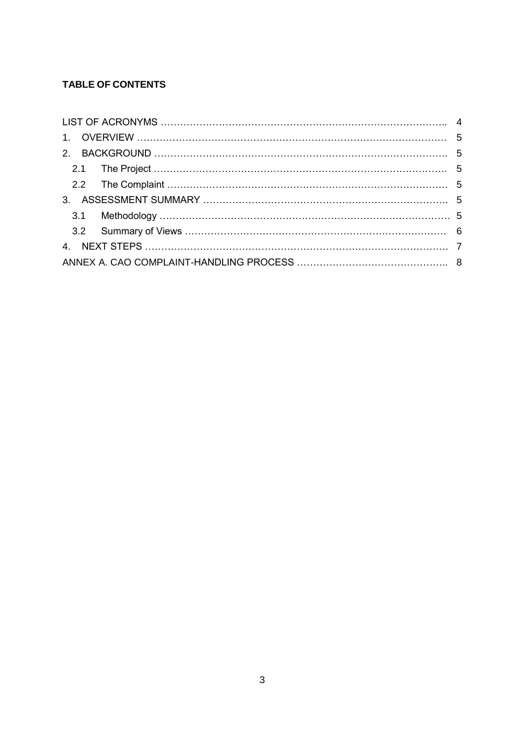**TABLE OF CONTENTS**

LIST OF ACRONYMS …………………………………………………………………………….. 4

1. OVERVIEW …………………………………………………………………………………… 5
2. BACKGROUND ……………………………………………………………………………… 5
   - 2.1 The Project ……………………………………………………………………………… 5
   - 2.2 The Complaint ………………………………………………………………………… 5
3. ASSESSMENT SUMMARY ……………………………………………………………… 5
   - 3.1 Methodology …………………………………………………………………………… 5
   - 3.2 Summary of Views …………………………………………………………………… 6
4. NEXT STEPS …………………………………………………………………………………. 7

ANNEX A. CAO COMPLAINT-HANDLING PROCESS ……………………………………….. 8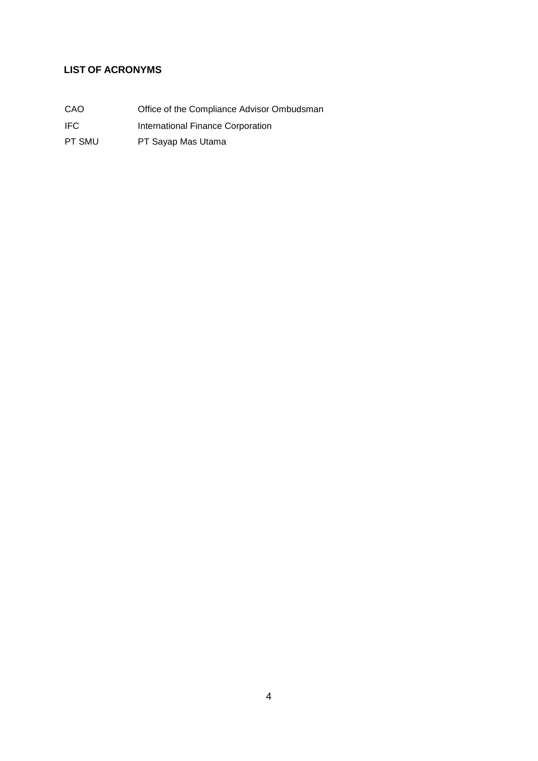## LIST OF ACRONYMS

| | |
|---|---|
| CAO | Office of the Compliance Advisor Ombudsman |
| IFC | International Finance Corporation |
| PT SMU | PT Sayap Mas Utama |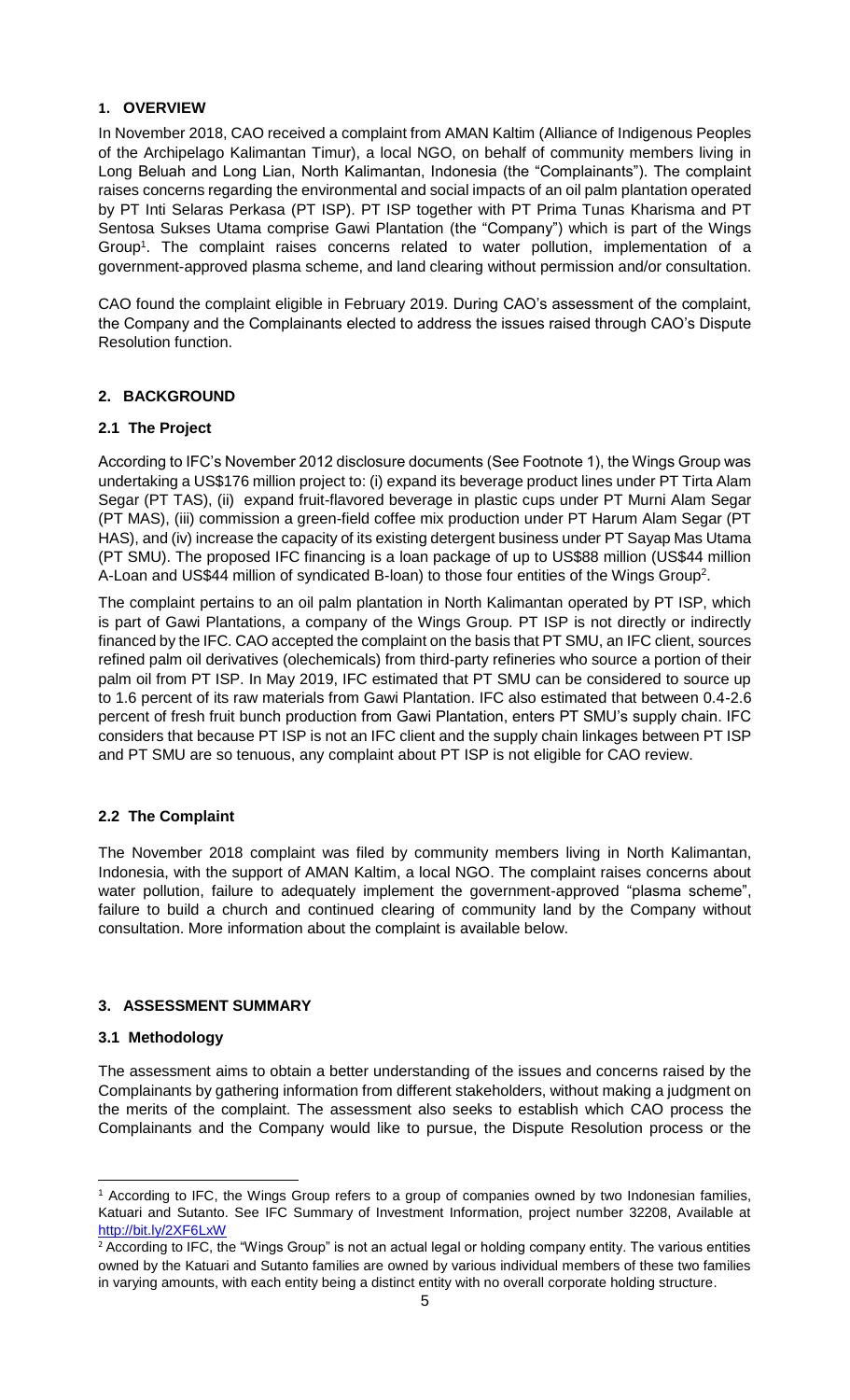## 1. OVERVIEW

In November 2018, CAO received a complaint from AMAN Kaltim (Alliance of Indigenous Peoples of the Archipelago Kalimantan Timur), a local NGO, on behalf of community members living in Long Beluah and Long Lian, North Kalimantan, Indonesia (the "Complainants"). The complaint raises concerns regarding the environmental and social impacts of an oil palm plantation operated by PT Inti Selaras Perkasa (PT ISP). PT ISP together with PT Prima Tunas Kharisma and PT Sentosa Sukses Utama comprise Gawi Plantation (the "Company") which is part of the Wings Group[1]. The complaint raises concerns related to water pollution, implementation of a government-approved plasma scheme, and land clearing without permission and/or consultation.

CAO found the complaint eligible in February 2019. During CAO's assessment of the complaint, the Company and the Complainants elected to address the issues raised through CAO's Dispute Resolution function.

## 2. BACKGROUND

### 2.1 The Project

According to IFC's November 2012 disclosure documents (See Footnote 1), the Wings Group was undertaking a US$176 million project to: (i) expand its beverage product lines under PT Tirta Alam Segar (PT TAS), (ii) expand fruit-flavored beverage in plastic cups under PT Murni Alam Segar (PT MAS), (iii) commission a green-field coffee mix production under PT Harum Alam Segar (PT HAS), and (iv) increase the capacity of its existing detergent business under PT Sayap Mas Utama (PT SMU). The proposed IFC financing is a loan package of up to US$88 million (US$44 million A-Loan and US$44 million of syndicated B-loan) to those four entities of the Wings Group[2].

The complaint pertains to an oil palm plantation in North Kalimantan operated by PT ISP, which is part of Gawi Plantations, a company of the Wings Group. PT ISP is not directly or indirectly financed by the IFC. CAO accepted the complaint on the basis that PT SMU, an IFC client, sources refined palm oil derivatives (olechemicals) from third-party refineries who source a portion of their palm oil from PT ISP. In May 2019, IFC estimated that PT SMU can be considered to source up to 1.6 percent of its raw materials from Gawi Plantation. IFC also estimated that between 0.4-2.6 percent of fresh fruit bunch production from Gawi Plantation, enters PT SMU's supply chain. IFC considers that because PT ISP is not an IFC client and the supply chain linkages between PT ISP and PT SMU are so tenuous, any complaint about PT ISP is not eligible for CAO review.

### 2.2 The Complaint

The November 2018 complaint was filed by community members living in North Kalimantan, Indonesia, with the support of AMAN Kaltim, a local NGO. The complaint raises concerns about water pollution, failure to adequately implement the government-approved "plasma scheme", failure to build a church and continued clearing of community land by the Company without consultation. More information about the complaint is available below.

## 3. ASSESSMENT SUMMARY

### 3.1 Methodology

The assessment aims to obtain a better understanding of the issues and concerns raised by the Complainants by gathering information from different stakeholders, without making a judgment on the merits of the complaint. The assessment also seeks to establish which CAO process the Complainants and the Company would like to pursue, the Dispute Resolution process or the

---

[1] According to IFC, the Wings Group refers to a group of companies owned by two Indonesian families, Katuari and Sutanto. See IFC Summary of Investment Information, project number 32208, Available at http://bit.ly/2XF6LxW

[2] According to IFC, the "Wings Group" is not an actual legal or holding company entity. The various entities owned by the Katuari and Sutanto families are owned by various individual members of these two families in varying amounts, with each entity being a distinct entity with no overall corporate holding structure.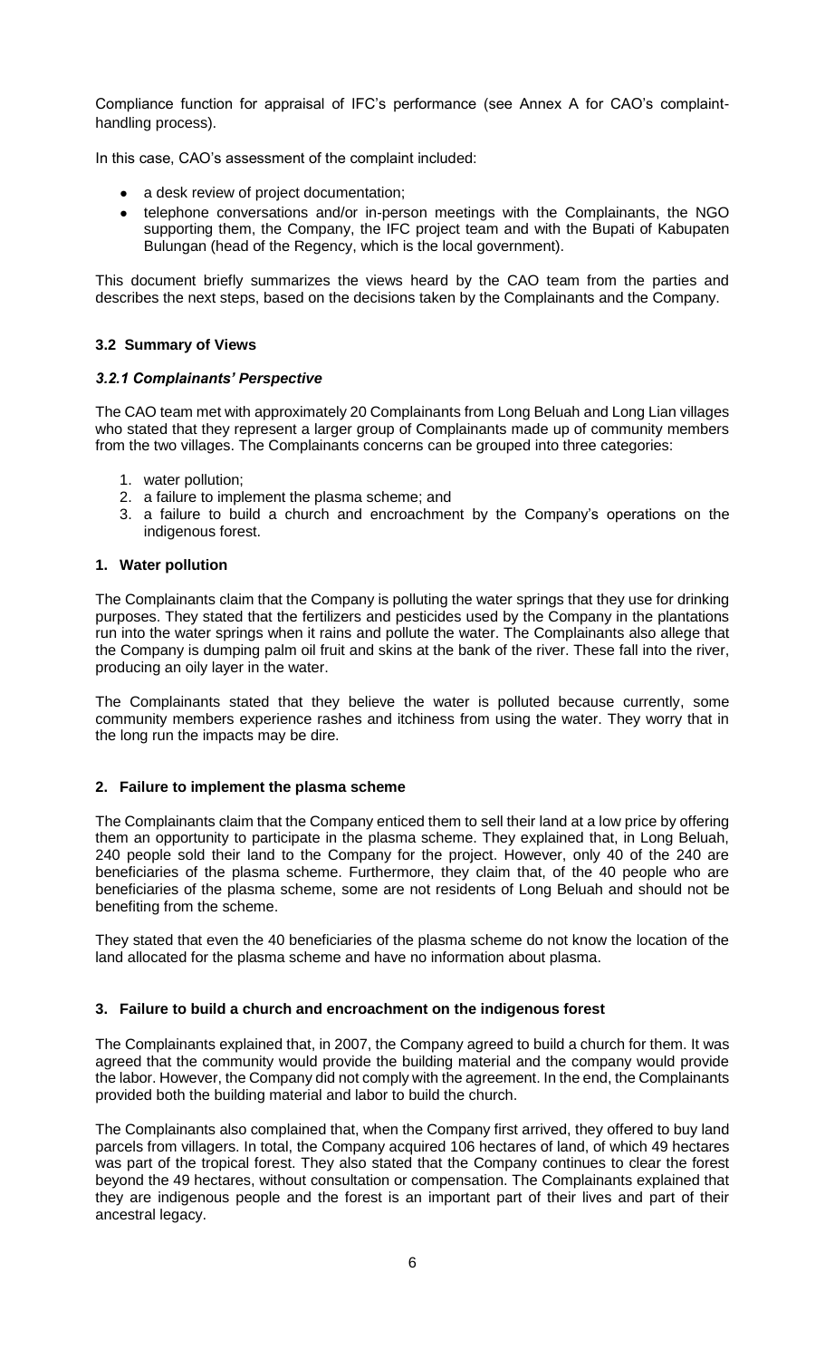Compliance function for appraisal of IFC's performance (see Annex A for CAO's complaint-handling process).

In this case, CAO's assessment of the complaint included:

- a desk review of project documentation;
- telephone conversations and/or in-person meetings with the Complainants, the NGO supporting them, the Company, the IFC project team and with the Bupati of Kabupaten Bulungan (head of the Regency, which is the local government).

This document briefly summarizes the views heard by the CAO team from the parties and describes the next steps, based on the decisions taken by the Complainants and the Company.

### 3.2 Summary of Views

#### *3.2.1 Complainants' Perspective*

The CAO team met with approximately 20 Complainants from Long Beluah and Long Lian villages who stated that they represent a larger group of Complainants made up of community members from the two villages. The Complainants concerns can be grouped into three categories:

1. water pollution;
2. a failure to implement the plasma scheme; and
3. a failure to build a church and encroachment by the Company's operations on the indigenous forest.

**1. Water pollution**

The Complainants claim that the Company is polluting the water springs that they use for drinking purposes. They stated that the fertilizers and pesticides used by the Company in the plantations run into the water springs when it rains and pollute the water. The Complainants also allege that the Company is dumping palm oil fruit and skins at the bank of the river. These fall into the river, producing an oily layer in the water.

The Complainants stated that they believe the water is polluted because currently, some community members experience rashes and itchiness from using the water. They worry that in the long run the impacts may be dire.

**2. Failure to implement the plasma scheme**

The Complainants claim that the Company enticed them to sell their land at a low price by offering them an opportunity to participate in the plasma scheme. They explained that, in Long Beluah, 240 people sold their land to the Company for the project. However, only 40 of the 240 are beneficiaries of the plasma scheme. Furthermore, they claim that, of the 40 people who are beneficiaries of the plasma scheme, some are not residents of Long Beluah and should not be benefiting from the scheme.

They stated that even the 40 beneficiaries of the plasma scheme do not know the location of the land allocated for the plasma scheme and have no information about plasma.

**3. Failure to build a church and encroachment on the indigenous forest**

The Complainants explained that, in 2007, the Company agreed to build a church for them. It was agreed that the community would provide the building material and the company would provide the labor. However, the Company did not comply with the agreement. In the end, the Complainants provided both the building material and labor to build the church.

The Complainants also complained that, when the Company first arrived, they offered to buy land parcels from villagers. In total, the Company acquired 106 hectares of land, of which 49 hectares was part of the tropical forest. They also stated that the Company continues to clear the forest beyond the 49 hectares, without consultation or compensation. The Complainants explained that they are indigenous people and the forest is an important part of their lives and part of their ancestral legacy.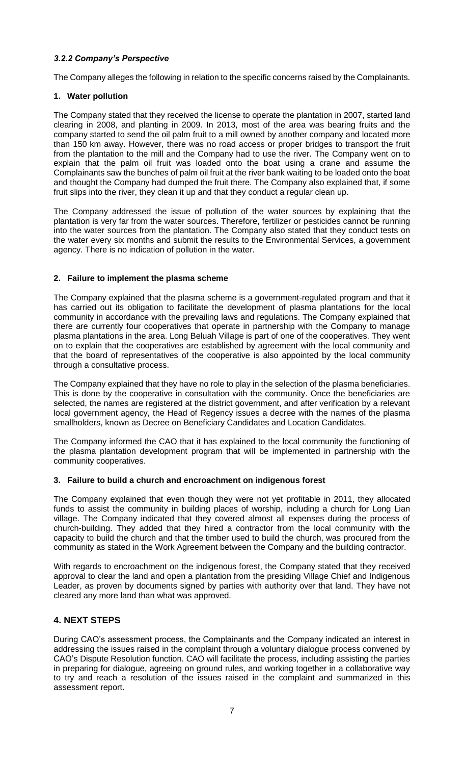### *3.2.2 Company's Perspective*

The Company alleges the following in relation to the specific concerns raised by the Complainants.

**1. Water pollution**

The Company stated that they received the license to operate the plantation in 2007, started land clearing in 2008, and planting in 2009. In 2013, most of the area was bearing fruits and the company started to send the oil palm fruit to a mill owned by another company and located more than 150 km away. However, there was no road access or proper bridges to transport the fruit from the plantation to the mill and the Company had to use the river. The Company went on to explain that the palm oil fruit was loaded onto the boat using a crane and assume the Complainants saw the bunches of palm oil fruit at the river bank waiting to be loaded onto the boat and thought the Company had dumped the fruit there. The Company also explained that, if some fruit slips into the river, they clean it up and that they conduct a regular clean up.

The Company addressed the issue of pollution of the water sources by explaining that the plantation is very far from the water sources. Therefore, fertilizer or pesticides cannot be running into the water sources from the plantation. The Company also stated that they conduct tests on the water every six months and submit the results to the Environmental Services, a government agency. There is no indication of pollution in the water.

**2. Failure to implement the plasma scheme**

The Company explained that the plasma scheme is a government-regulated program and that it has carried out its obligation to facilitate the development of plasma plantations for the local community in accordance with the prevailing laws and regulations. The Company explained that there are currently four cooperatives that operate in partnership with the Company to manage plasma plantations in the area. Long Beluah Village is part of one of the cooperatives. They went on to explain that the cooperatives are established by agreement with the local community and that the board of representatives of the cooperative is also appointed by the local community through a consultative process.

The Company explained that they have no role to play in the selection of the plasma beneficiaries. This is done by the cooperative in consultation with the community. Once the beneficiaries are selected, the names are registered at the district government, and after verification by a relevant local government agency, the Head of Regency issues a decree with the names of the plasma smallholders, known as Decree on Beneficiary Candidates and Location Candidates.

The Company informed the CAO that it has explained to the local community the functioning of the plasma plantation development program that will be implemented in partnership with the community cooperatives.

**3. Failure to build a church and encroachment on indigenous forest**

The Company explained that even though they were not yet profitable in 2011, they allocated funds to assist the community in building places of worship, including a church for Long Lian village. The Company indicated that they covered almost all expenses during the process of church-building. They added that they hired a contractor from the local community with the capacity to build the church and that the timber used to build the church, was procured from the community as stated in the Work Agreement between the Company and the building contractor.

With regards to encroachment on the indigenous forest, the Company stated that they received approval to clear the land and open a plantation from the presiding Village Chief and Indigenous Leader, as proven by documents signed by parties with authority over that land. They have not cleared any more land than what was approved.

## 4. NEXT STEPS

During CAO's assessment process, the Complainants and the Company indicated an interest in addressing the issues raised in the complaint through a voluntary dialogue process convened by CAO's Dispute Resolution function. CAO will facilitate the process, including assisting the parties in preparing for dialogue, agreeing on ground rules, and working together in a collaborative way to try and reach a resolution of the issues raised in the complaint and summarized in this assessment report.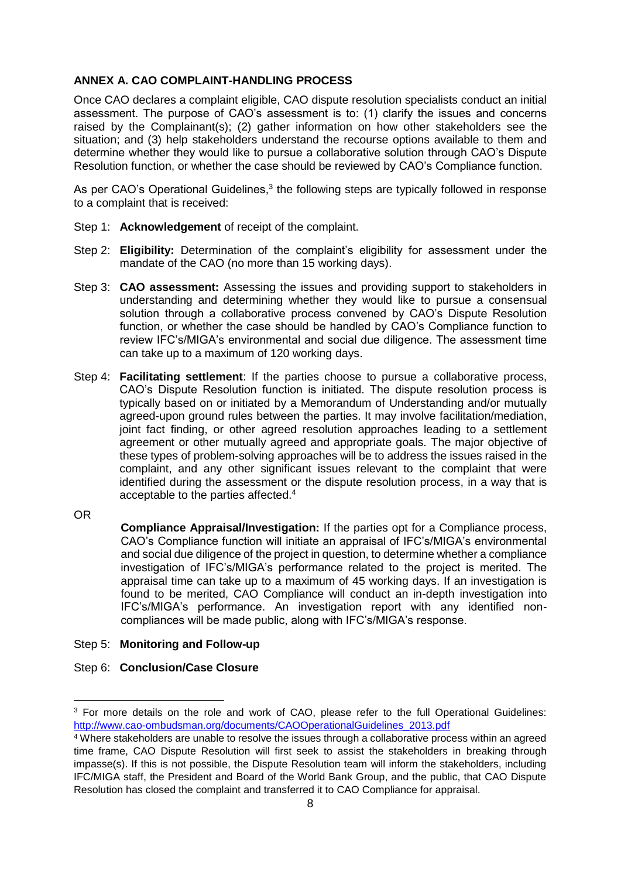### ANNEX A. CAO COMPLAINT-HANDLING PROCESS

Once CAO declares a complaint eligible, CAO dispute resolution specialists conduct an initial assessment. The purpose of CAO's assessment is to: (1) clarify the issues and concerns raised by the Complainant(s); (2) gather information on how other stakeholders see the situation; and (3) help stakeholders understand the recourse options available to them and determine whether they would like to pursue a collaborative solution through CAO's Dispute Resolution function, or whether the case should be reviewed by CAO's Compliance function.

As per CAO's Operational Guidelines,[3] the following steps are typically followed in response to a complaint that is received:

Step 1: **Acknowledgement** of receipt of the complaint.

Step 2: **Eligibility:** Determination of the complaint's eligibility for assessment under the mandate of the CAO (no more than 15 working days).

Step 3: **CAO assessment:** Assessing the issues and providing support to stakeholders in understanding and determining whether they would like to pursue a consensual solution through a collaborative process convened by CAO's Dispute Resolution function, or whether the case should be handled by CAO's Compliance function to review IFC's/MIGA's environmental and social due diligence. The assessment time can take up to a maximum of 120 working days.

Step 4: **Facilitating settlement**: If the parties choose to pursue a collaborative process, CAO's Dispute Resolution function is initiated. The dispute resolution process is typically based on or initiated by a Memorandum of Understanding and/or mutually agreed-upon ground rules between the parties. It may involve facilitation/mediation, joint fact finding, or other agreed resolution approaches leading to a settlement agreement or other mutually agreed and appropriate goals. The major objective of these types of problem-solving approaches will be to address the issues raised in the complaint, and any other significant issues relevant to the complaint that were identified during the assessment or the dispute resolution process, in a way that is acceptable to the parties affected.[4]

OR

**Compliance Appraisal/Investigation:** If the parties opt for a Compliance process, CAO's Compliance function will initiate an appraisal of IFC's/MIGA's environmental and social due diligence of the project in question, to determine whether a compliance investigation of IFC's/MIGA's performance related to the project is merited. The appraisal time can take up to a maximum of 45 working days. If an investigation is found to be merited, CAO Compliance will conduct an in-depth investigation into IFC's/MIGA's performance. An investigation report with any identified non-compliances will be made public, along with IFC's/MIGA's response.

Step 5: **Monitoring and Follow-up**

Step 6: **Conclusion/Case Closure**

---

[3] For more details on the role and work of CAO, please refer to the full Operational Guidelines: http://www.cao-ombudsman.org/documents/CAOOperationalGuidelines_2013.pdf

[4] Where stakeholders are unable to resolve the issues through a collaborative process within an agreed time frame, CAO Dispute Resolution will first seek to assist the stakeholders in breaking through impasse(s). If this is not possible, the Dispute Resolution team will inform the stakeholders, including IFC/MIGA staff, the President and Board of the World Bank Group, and the public, that CAO Dispute Resolution has closed the complaint and transferred it to CAO Compliance for appraisal.